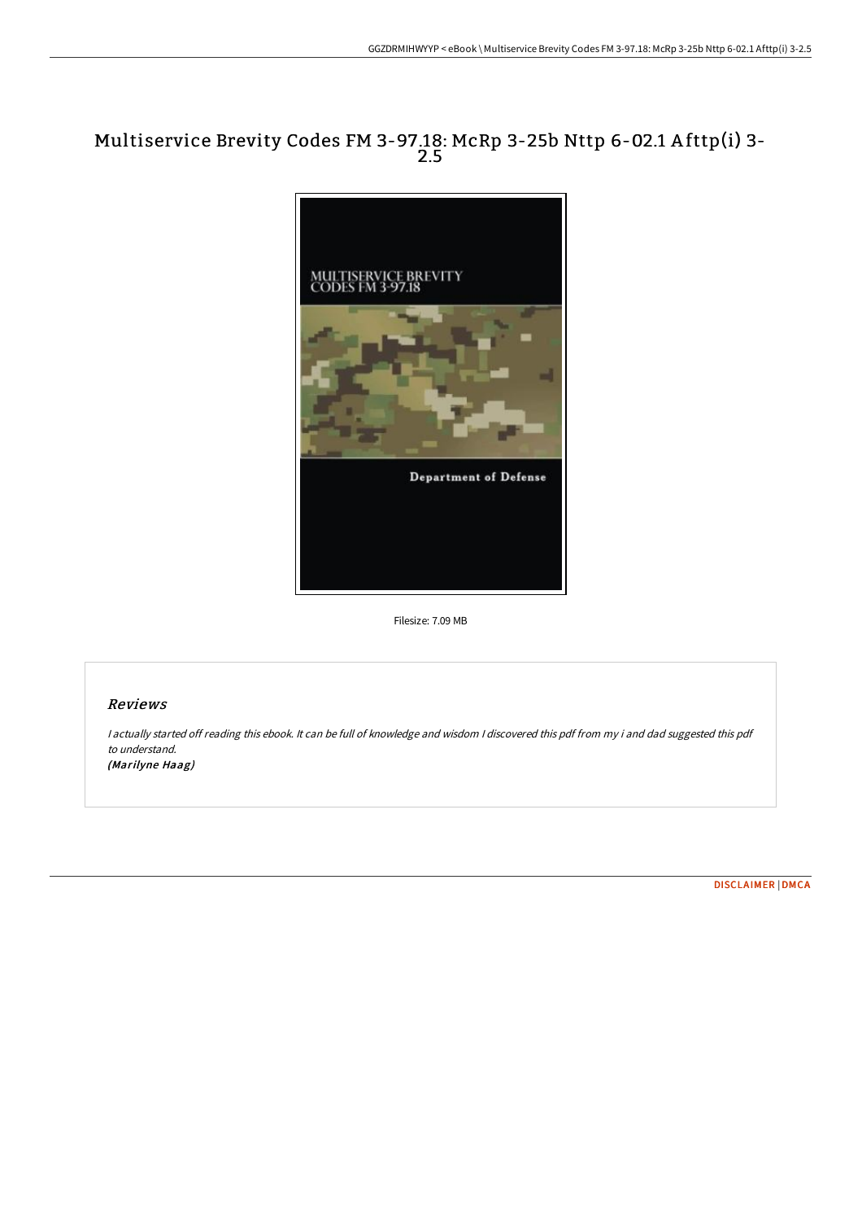# Multiservice Brevity Codes FM 3-97.18: McRp 3-25b Nttp 6-02.1 Afttp(i) 3-2.5

Filesize: 7.09 MB

## Reviews

*I actually started off reading this ebook. It can be full of knowledge and wisdom I discovered this pdf from my i and dad suggested this pdf to understand.*

***(Marilyne Haag)***

DISCLAIMER | DMCA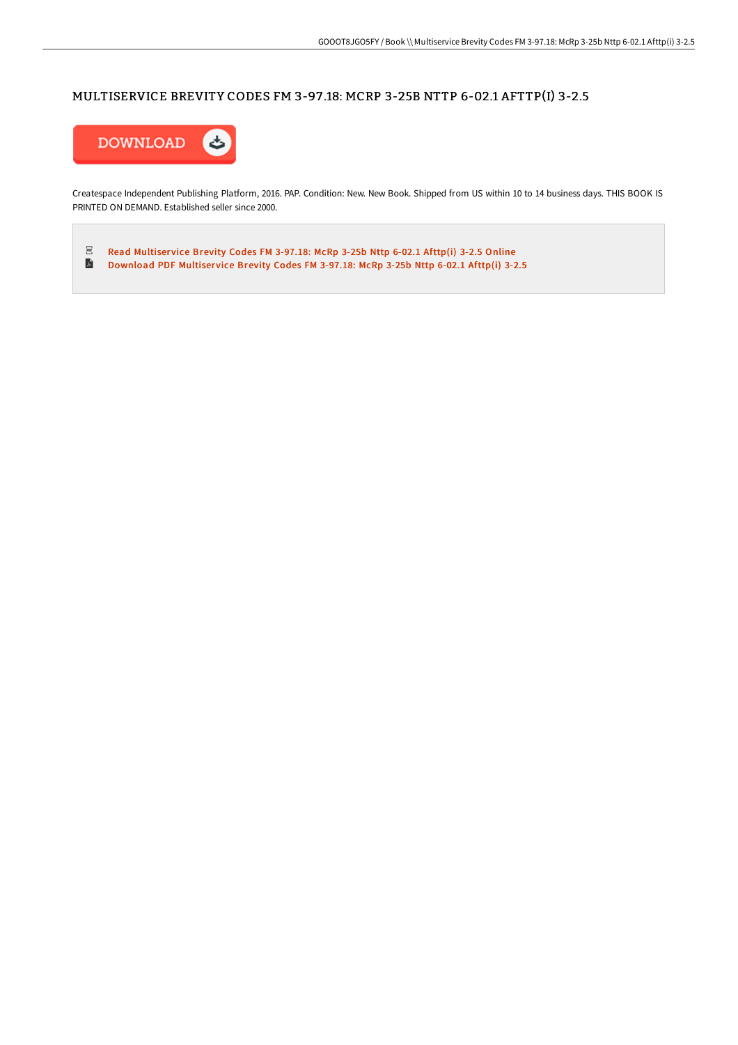# MULTISERVICE BREVITY CODES FM 3-97.18: MCRP 3-25B NTTP 6-02.1 AFTTP(I) 3-2.5

DOWNLOAD

Createspace Independent Publishing Platform, 2016. PAP. Condition: New. New Book. Shipped from US within 10 to 14 business days. THIS BOOK IS PRINTED ON DEMAND. Established seller since 2000.

- Read Multiservice Brevity Codes FM 3-97.18: McRp 3-25b Nttp 6-02.1 Afttp(i) 3-2.5 Online
- Download PDF Multiservice Brevity Codes FM 3-97.18: McRp 3-25b Nttp 6-02.1 Afttp(i) 3-2.5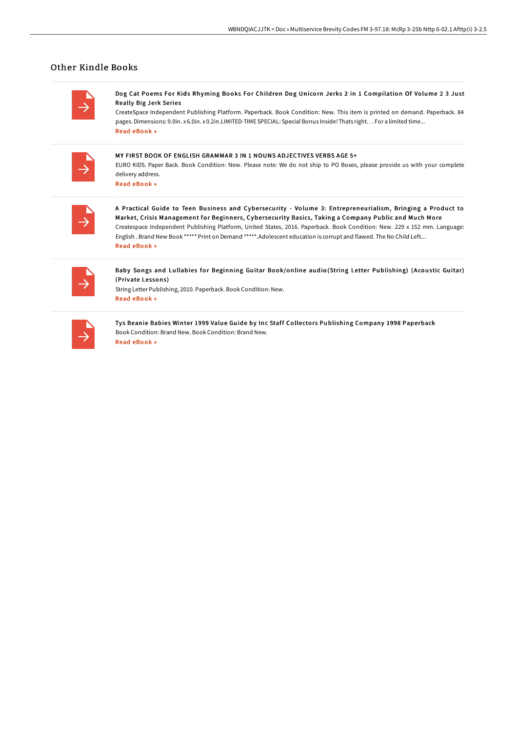## Other Kindle Books

**Dog Cat Poems For Kids Rhyming Books For Children Dog Unicorn Jerks 2 in 1 Compilation Of Volume 2 3 Just Really Big Jerk Series**

CreateSpace Independent Publishing Platform. Paperback. Book Condition: New. This item is printed on demand. Paperback. 84 pages. Dimensions: 9.0in. x 6.0in. x 0.2in.LIMITED-TIME SPECIAL: Special Bonus Inside! Thats right. . . For a limited time...

Read eBook »

**MY FIRST BOOK OF ENGLISH GRAMMAR 3 IN 1 NOUNS ADJECTIVES VERBS AGE 5+**

EURO KIDS. Paper Back. Book Condition: New. Please note: We do not ship to PO Boxes, please provide us with your complete delivery address.

Read eBook »

**A Practical Guide to Teen Business and Cybersecurity - Volume 3: Entrepreneurialism, Bringing a Product to Market, Crisis Management for Beginners, Cybersecurity Basics, Taking a Company Public and Much More**

Createspace Independent Publishing Platform, United States, 2016. Paperback. Book Condition: New. 229 x 152 mm. Language: English . Brand New Book ***** Print on Demand *****.Adolescent education is corrupt and flawed. The No Child Left...

Read eBook »

**Baby Songs and Lullabies for Beginning Guitar Book/online audio(String Letter Publishing) (Acoustic Guitar) (Private Lessons)**

String Letter Publishing, 2010. Paperback. Book Condition: New.

Read eBook »

**Tys Beanie Babies Winter 1999 Value Guide by Inc Staff Collectors Publishing Company 1998 Paperback**

Book Condition: Brand New. Book Condition: Brand New.

Read eBook »